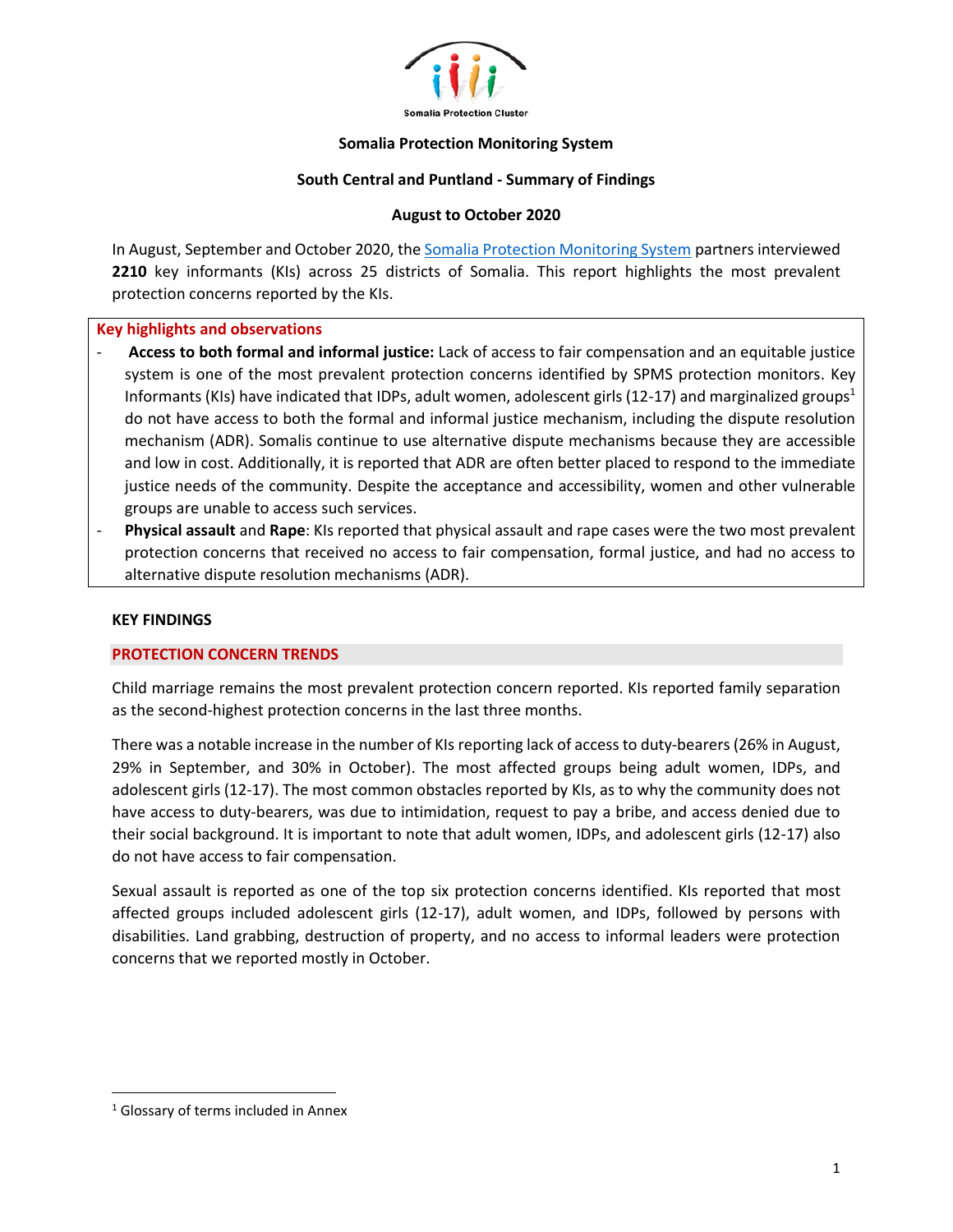Somalia Protection Cluster

**Somalia Protection Monitoring System**

**South Central and Puntland - Summary of Findings**

**August to October 2020**

In August, September and October 2020, the Somalia Protection Monitoring System partners interviewed **2210** key informants (KIs) across 25 districts of Somalia. This report highlights the most prevalent protection concerns reported by the KIs.

**Key highlights and observations**

- **Access to both formal and informal justice:** Lack of access to fair compensation and an equitable justice system is one of the most prevalent protection concerns identified by SPMS protection monitors. Key Informants (KIs) have indicated that IDPs, adult women, adolescent girls (12-17) and marginalized groups[1] do not have access to both the formal and informal justice mechanism, including the dispute resolution mechanism (ADR). Somalis continue to use alternative dispute mechanisms because they are accessible and low in cost. Additionally, it is reported that ADR are often better placed to respond to the immediate justice needs of the community. Despite the acceptance and accessibility, women and other vulnerable groups are unable to access such services.
- **Physical assault** and **Rape**: KIs reported that physical assault and rape cases were the two most prevalent protection concerns that received no access to fair compensation, formal justice, and had no access to alternative dispute resolution mechanisms (ADR).

## KEY FINDINGS

### PROTECTION CONCERN TRENDS

Child marriage remains the most prevalent protection concern reported. KIs reported family separation as the second-highest protection concerns in the last three months.

There was a notable increase in the number of KIs reporting lack of access to duty-bearers (26% in August, 29% in September, and 30% in October). The most affected groups being adult women, IDPs, and adolescent girls (12-17). The most common obstacles reported by KIs, as to why the community does not have access to duty-bearers, was due to intimidation, request to pay a bribe, and access denied due to their social background. It is important to note that adult women, IDPs, and adolescent girls (12-17) also do not have access to fair compensation.

Sexual assault is reported as one of the top six protection concerns identified. KIs reported that most affected groups included adolescent girls (12-17), adult women, and IDPs, followed by persons with disabilities. Land grabbing, destruction of property, and no access to informal leaders were protection concerns that we reported mostly in October.

[1] Glossary of terms included in Annex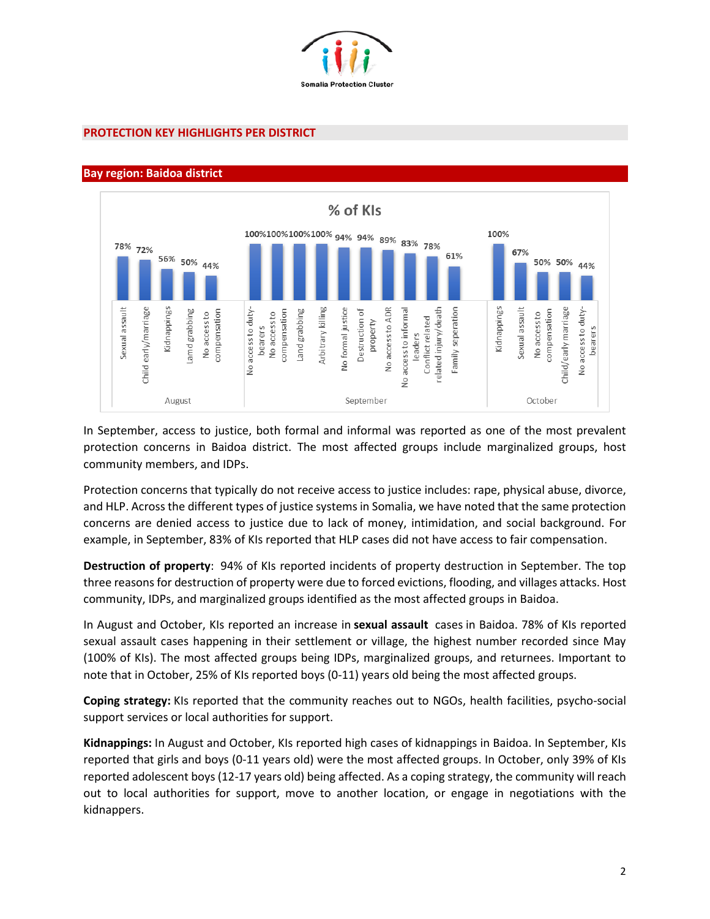## PROTECTION KEY HIGHLIGHTS PER DISTRICT

### Bay region: Baidoa district

**% of KIs**

| Month | Indicator | % of KIs |
|---|---|---|
| August | Sexual assault | 78% |
| August | Child early/marriage | 72% |
| August | Kidnappings | 56% |
| August | Land grabbing | 50% |
| August | No access to compensation | 44% |
| September | No access to duty-bearers | 100% |
| September | No access to compensation | 100% |
| September | Land grabbing | 100% |
| September | Arbitrary killing | 100% |
| September | No formal justice | 94% |
| September | Destruction of property | 94% |
| September | No access to ADR | 89% |
| September | No access to informal leaders | 83% |
| September | Conflict related related injury/death | 78% |
| September | Family seperation | 61% |
| October | Kidnappings | 100% |
| October | Sexual assault | 67% |
| October | No access to compensation | 50% |
| October | Child/early marriage | 50% |
| October | No access to duty-bearers | 44% |

In September, access to justice, both formal and informal was reported as one of the most prevalent protection concerns in Baidoa district. The most affected groups include marginalized groups, host community members, and IDPs.

Protection concerns that typically do not receive access to justice includes: rape, physical abuse, divorce, and HLP. Across the different types of justice systems in Somalia, we have noted that the same protection concerns are denied access to justice due to lack of money, intimidation, and social background. For example, in September, 83% of KIs reported that HLP cases did not have access to fair compensation.

**Destruction of property**: 94% of KIs reported incidents of property destruction in September. The top three reasons for destruction of property were due to forced evictions, flooding, and villages attacks. Host community, IDPs, and marginalized groups identified as the most affected groups in Baidoa.

In August and October, KIs reported an increase in **sexual assault** cases in Baidoa. 78% of KIs reported sexual assault cases happening in their settlement or village, the highest number recorded since May (100% of KIs). The most affected groups being IDPs, marginalized groups, and returnees. Important to note that in October, 25% of KIs reported boys (0-11) years old being the most affected groups.

**Coping strategy:** KIs reported that the community reaches out to NGOs, health facilities, psycho-social support services or local authorities for support.

**Kidnappings:** In August and October, KIs reported high cases of kidnappings in Baidoa. In September, KIs reported that girls and boys (0-11 years old) were the most affected groups. In October, only 39% of KIs reported adolescent boys (12-17 years old) being affected. As a coping strategy, the community will reach out to local authorities for support, move to another location, or engage in negotiations with the kidnappers.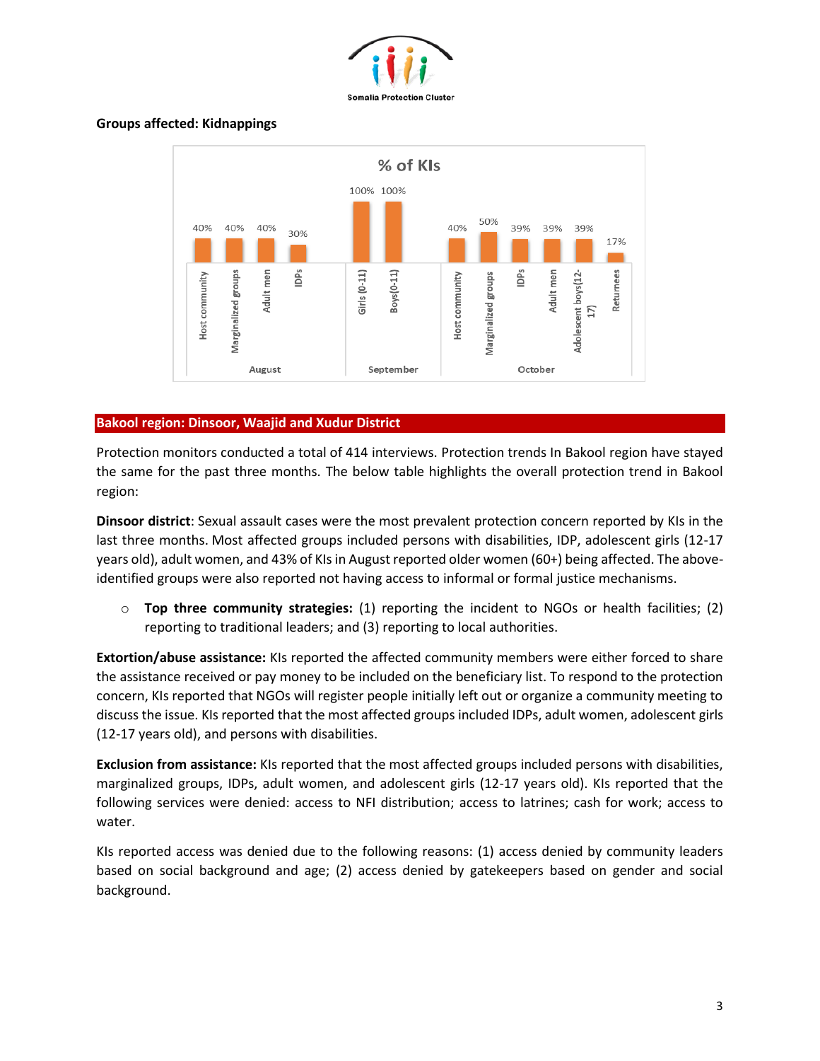**Groups affected: Kidnappings**

% of KIs

| Month | Group | % of KIs |
|---|---|---|
| August | Host community | 40% |
| August | Marginalized groups | 40% |
| August | Adult men | 40% |
| August | IDPs | 30% |
| September | Girls (0-11) | 100% |
| September | Boys(0-11) | 100% |
| October | Host community | 40% |
| October | Marginalized groups | 50% |
| October | IDPs | 39% |
| October | Adult men | 39% |
| October | Adolescent boys(12-17) | 39% |
| October | Returnees | 17% |

## Bakool region: Dinsoor, Waajid and Xudur District

Protection monitors conducted a total of 414 interviews. Protection trends In Bakool region have stayed the same for the past three months. The below table highlights the overall protection trend in Bakool region:

**Dinsoor district**: Sexual assault cases were the most prevalent protection concern reported by KIs in the last three months. Most affected groups included persons with disabilities, IDP, adolescent girls (12-17 years old), adult women, and 43% of KIs in August reported older women (60+) being affected. The above-identified groups were also reported not having access to informal or formal justice mechanisms.

- **Top three community strategies:** (1) reporting the incident to NGOs or health facilities; (2) reporting to traditional leaders; and (3) reporting to local authorities.

**Extortion/abuse assistance:** KIs reported the affected community members were either forced to share the assistance received or pay money to be included on the beneficiary list. To respond to the protection concern, KIs reported that NGOs will register people initially left out or organize a community meeting to discuss the issue. KIs reported that the most affected groups included IDPs, adult women, adolescent girls (12-17 years old), and persons with disabilities.

**Exclusion from assistance:** KIs reported that the most affected groups included persons with disabilities, marginalized groups, IDPs, adult women, and adolescent girls (12-17 years old). KIs reported that the following services were denied: access to NFI distribution; access to latrines; cash for work; access to water.

KIs reported access was denied due to the following reasons: (1) access denied by community leaders based on social background and age; (2) access denied by gatekeepers based on gender and social background.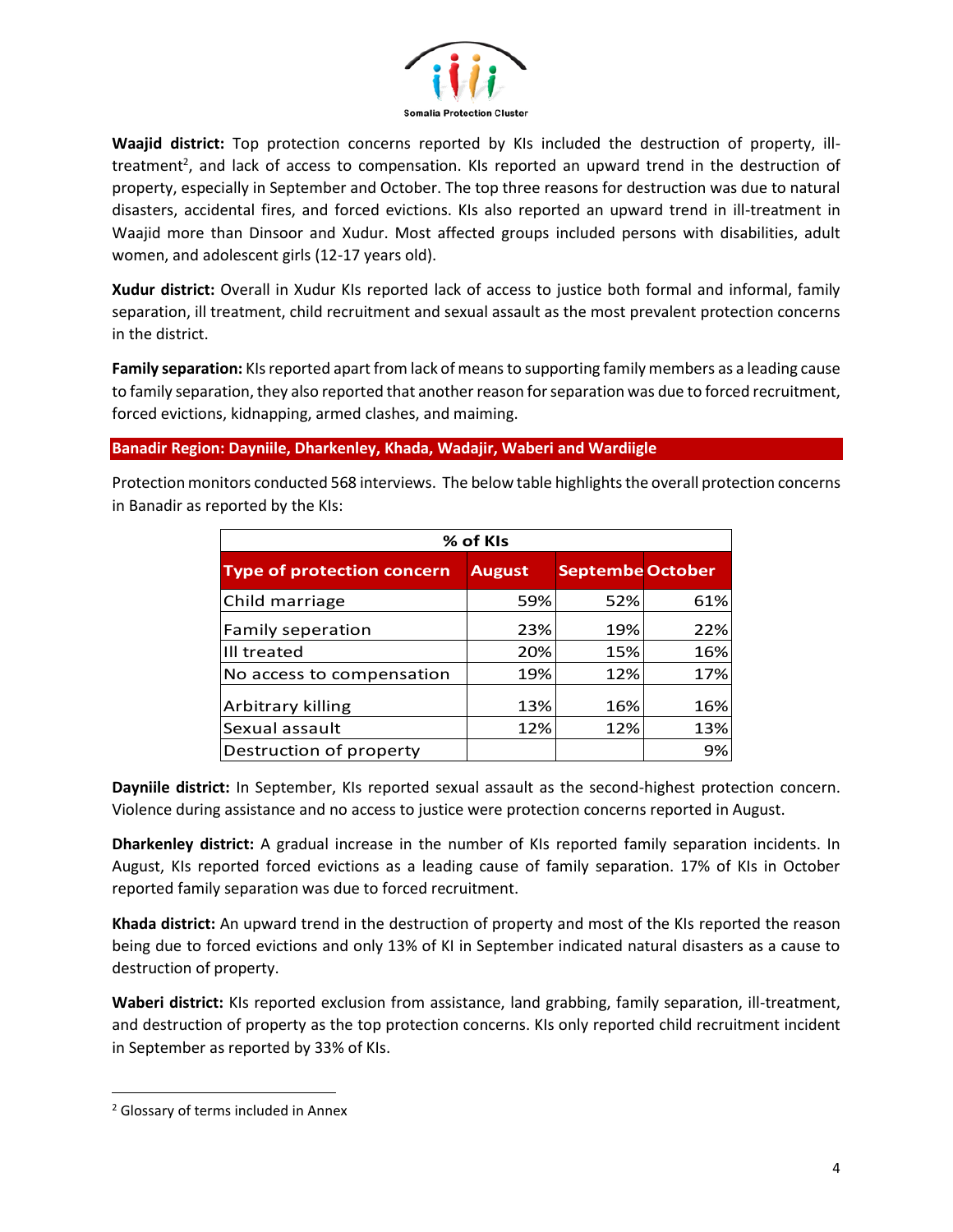**Waajid district:** Top protection concerns reported by KIs included the destruction of property, ill-treatment[2], and lack of access to compensation. KIs reported an upward trend in the destruction of property, especially in September and October. The top three reasons for destruction was due to natural disasters, accidental fires, and forced evictions. KIs also reported an upward trend in ill-treatment in Waajid more than Dinsoor and Xudur. Most affected groups included persons with disabilities, adult women, and adolescent girls (12-17 years old).

**Xudur district:** Overall in Xudur KIs reported lack of access to justice both formal and informal, family separation, ill treatment, child recruitment and sexual assault as the most prevalent protection concerns in the district.

**Family separation:** KIs reported apart from lack of means to supporting family members as a leading cause to family separation, they also reported that another reason for separation was due to forced recruitment, forced evictions, kidnapping, armed clashes, and maiming.

## Banadir Region: Dayniile, Dharkenley, Khada, Wadajir, Waberi and Wardiigle

Protection monitors conducted 568 interviews. The below table highlights the overall protection concerns in Banadir as reported by the KIs:

| % of KIs | | | |
|---|---|---|---|
| **Type of protection concern** | **August** | **Septembe** | **October** |
| Child marriage | 59% | 52% | 61% |
| Family seperation | 23% | 19% | 22% |
| Ill treated | 20% | 15% | 16% |
| No access to compensation | 19% | 12% | 17% |
| Arbitrary killing | 13% | 16% | 16% |
| Sexual assault | 12% | 12% | 13% |
| Destruction of property | | | 9% |

**Dayniile district:** In September, KIs reported sexual assault as the second-highest protection concern. Violence during assistance and no access to justice were protection concerns reported in August.

**Dharkenley district:** A gradual increase in the number of KIs reported family separation incidents. In August, KIs reported forced evictions as a leading cause of family separation. 17% of KIs in October reported family separation was due to forced recruitment.

**Khada district:** An upward trend in the destruction of property and most of the KIs reported the reason being due to forced evictions and only 13% of KI in September indicated natural disasters as a cause to destruction of property.

**Waberi district:** KIs reported exclusion from assistance, land grabbing, family separation, ill-treatment, and destruction of property as the top protection concerns. KIs only reported child recruitment incident in September as reported by 33% of KIs.

---

[2] Glossary of terms included in Annex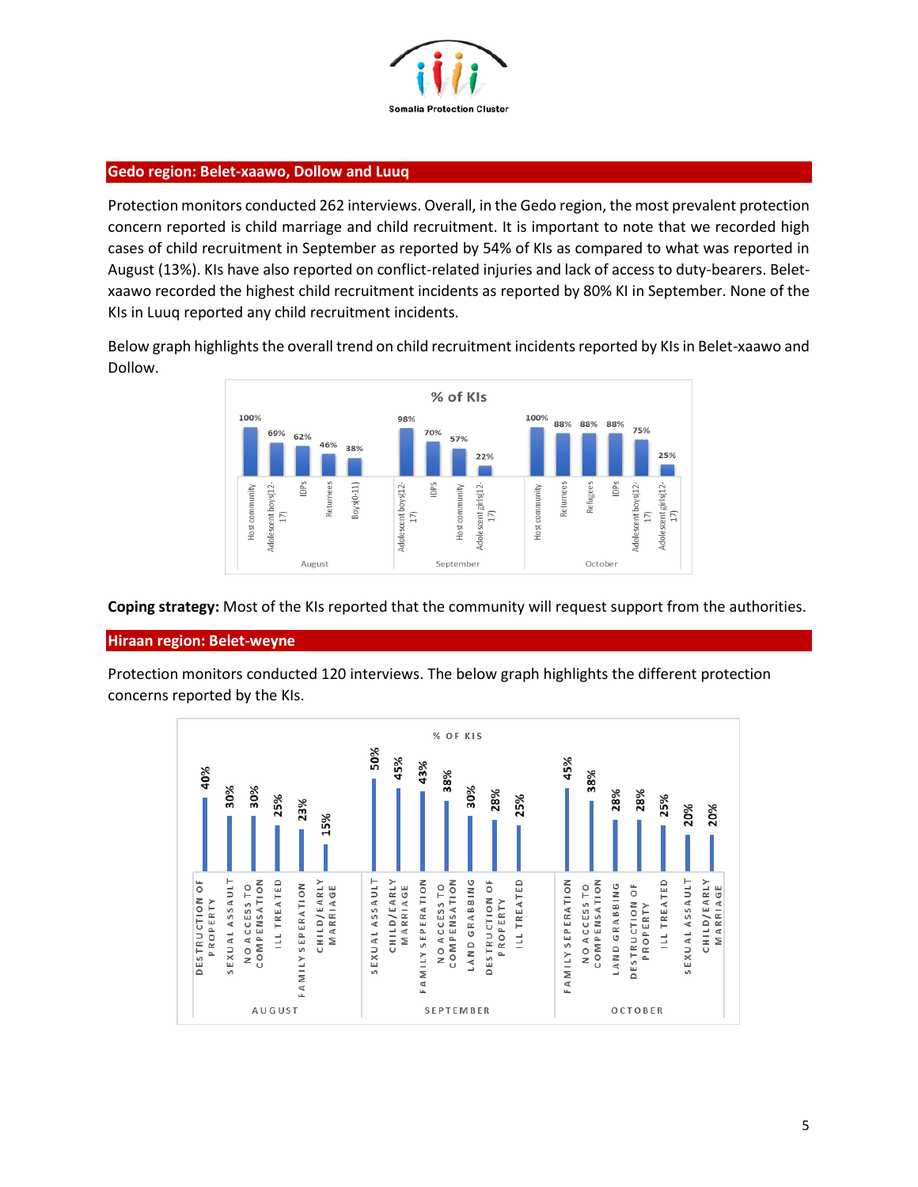## Gedo region: Belet-xaawo, Dollow and Luuq

Protection monitors conducted 262 interviews. Overall, in the Gedo region, the most prevalent protection concern reported is child marriage and child recruitment. It is important to note that we recorded high cases of child recruitment in September as reported by 54% of KIs as compared to what was reported in August (13%). KIs have also reported on conflict-related injuries and lack of access to duty-bearers. Belet-xaawo recorded the highest child recruitment incidents as reported by 80% KI in September. None of the KIs in Luuq reported any child recruitment incidents.

Below graph highlights the overall trend on child recruitment incidents reported by KIs in Belet-xaawo and Dollow.

% of KIs

| Month | Group | % of KIs |
|---|---|---|
| August | Host community | 100% |
| August | Adolescent boys(12-17) | 69% |
| August | IDPs | 62% |
| August | Returnees | 46% |
| August | Boys(0-11) | 38% |
| September | Adolescent boys(12-17) | 98% |
| September | IDPs | 70% |
| September | Host community | 57% |
| September | Adolescent girls(12-17) | 22% |
| October | Host community | 100% |
| October | Returnees | 88% |
| October | Refugees | 88% |
| October | IDPs | 88% |
| October | Adolescent boys(12-17) | 75% |
| October | Adolescent girls(12-17) | 25% |

**Coping strategy:** Most of the KIs reported that the community will request support from the authorities.

## Hiraan region: Belet-weyne

Protection monitors conducted 120 interviews. The below graph highlights the different protection concerns reported by the KIs.

% OF KIS

| Month | Protection concern | % of KIs |
|---|---|---|
| August | Destruction of property | 40% |
| August | Sexual assault | 30% |
| August | No access to compensation | 30% |
| August | Ill treated | 25% |
| August | Family seperation | 23% |
| August | Child/early marriage | 15% |
| September | Sexual assault | 50% |
| September | Child/early marriage | 45% |
| September | Family seperation | 43% |
| September | No access to compensation | 38% |
| September | Land grabbing | 30% |
| September | Destruction of property | 28% |
| September | Ill treated | 25% |
| October | Family seperation | 45% |
| October | No access to compensation | 38% |
| October | Land grabbing | 28% |
| October | Destruction of property | 28% |
| October | Ill treated | 25% |
| October | Sexual assault | 20% |
| October | Child/early marriage | 20% |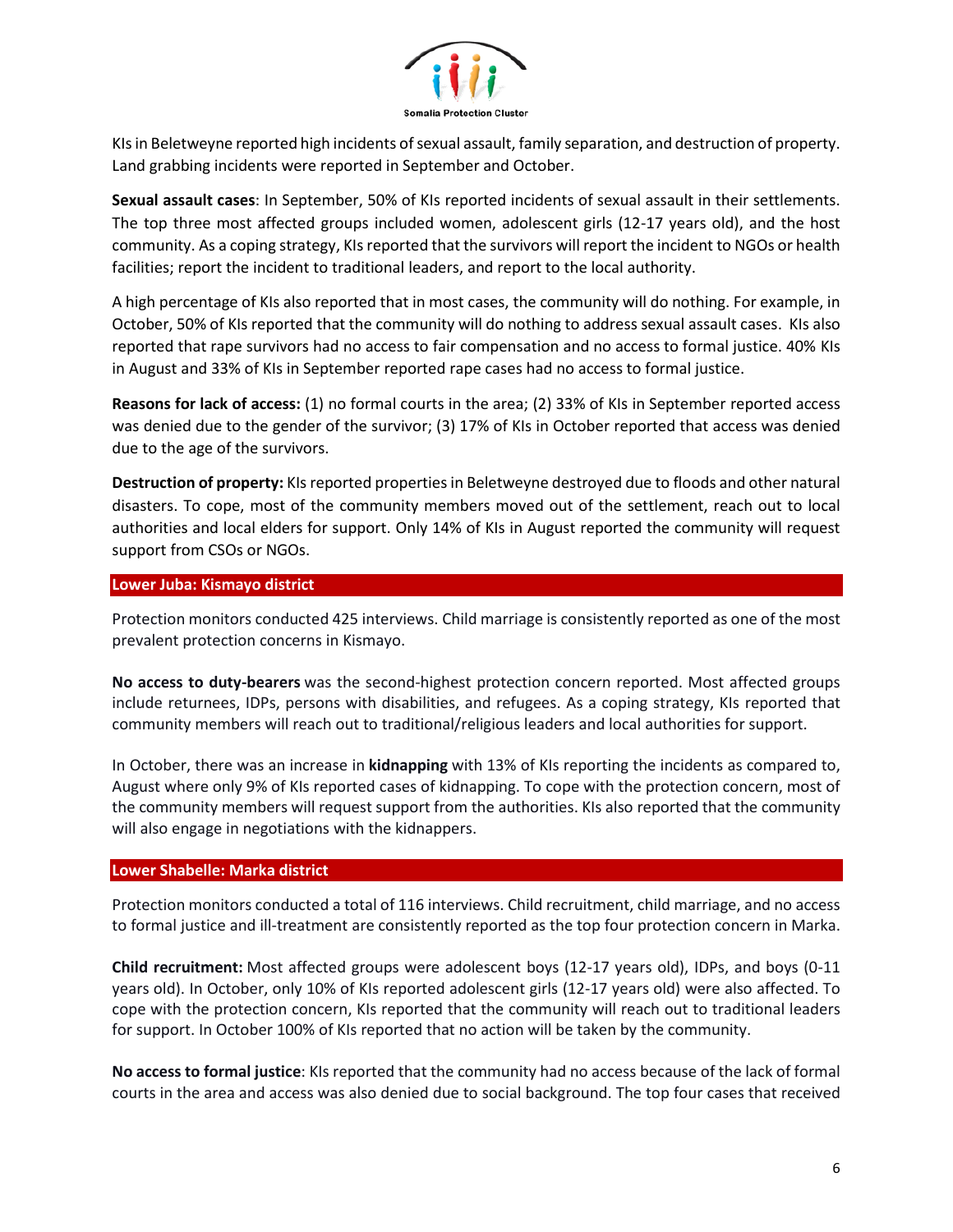KIs in Beletweyne reported high incidents of sexual assault, family separation, and destruction of property. Land grabbing incidents were reported in September and October.

**Sexual assault cases**: In September, 50% of KIs reported incidents of sexual assault in their settlements. The top three most affected groups included women, adolescent girls (12-17 years old), and the host community. As a coping strategy, KIs reported that the survivors will report the incident to NGOs or health facilities; report the incident to traditional leaders, and report to the local authority.

A high percentage of KIs also reported that in most cases, the community will do nothing. For example, in October, 50% of KIs reported that the community will do nothing to address sexual assault cases. KIs also reported that rape survivors had no access to fair compensation and no access to formal justice. 40% KIs in August and 33% of KIs in September reported rape cases had no access to formal justice.

**Reasons for lack of access:** (1) no formal courts in the area; (2) 33% of KIs in September reported access was denied due to the gender of the survivor; (3) 17% of KIs in October reported that access was denied due to the age of the survivors.

**Destruction of property:** KIs reported properties in Beletweyne destroyed due to floods and other natural disasters. To cope, most of the community members moved out of the settlement, reach out to local authorities and local elders for support. Only 14% of KIs in August reported the community will request support from CSOs or NGOs.

## Lower Juba: Kismayo district

Protection monitors conducted 425 interviews. Child marriage is consistently reported as one of the most prevalent protection concerns in Kismayo.

**No access to duty-bearers** was the second-highest protection concern reported. Most affected groups include returnees, IDPs, persons with disabilities, and refugees. As a coping strategy, KIs reported that community members will reach out to traditional/religious leaders and local authorities for support.

In October, there was an increase in **kidnapping** with 13% of KIs reporting the incidents as compared to, August where only 9% of KIs reported cases of kidnapping. To cope with the protection concern, most of the community members will request support from the authorities. KIs also reported that the community will also engage in negotiations with the kidnappers.

## Lower Shabelle: Marka district

Protection monitors conducted a total of 116 interviews. Child recruitment, child marriage, and no access to formal justice and ill-treatment are consistently reported as the top four protection concern in Marka.

**Child recruitment:** Most affected groups were adolescent boys (12-17 years old), IDPs, and boys (0-11 years old). In October, only 10% of KIs reported adolescent girls (12-17 years old) were also affected. To cope with the protection concern, KIs reported that the community will reach out to traditional leaders for support. In October 100% of KIs reported that no action will be taken by the community.

**No access to formal justice**: KIs reported that the community had no access because of the lack of formal courts in the area and access was also denied due to social background. The top four cases that received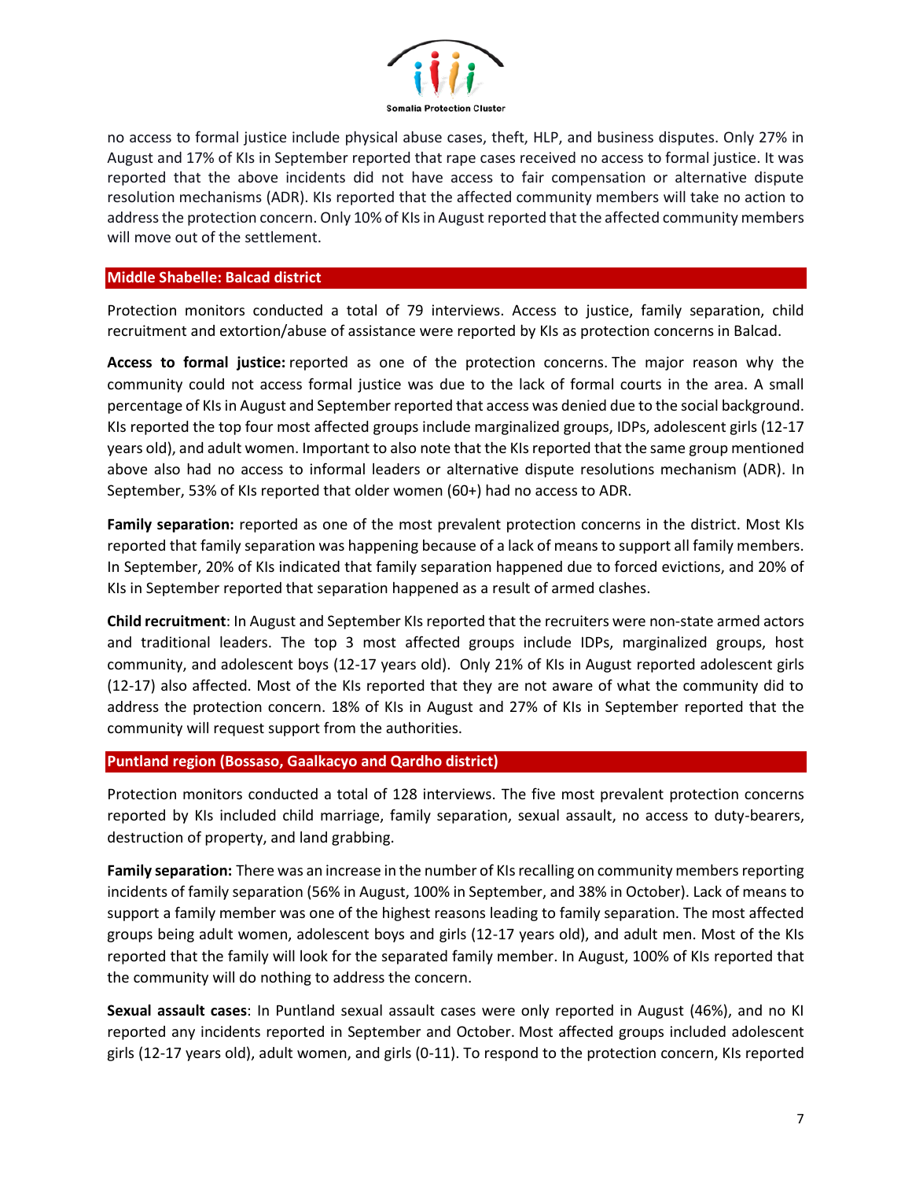no access to formal justice include physical abuse cases, theft, HLP, and business disputes. Only 27% in August and 17% of KIs in September reported that rape cases received no access to formal justice. It was reported that the above incidents did not have access to fair compensation or alternative dispute resolution mechanisms (ADR). KIs reported that the affected community members will take no action to address the protection concern. Only 10% of KIs in August reported that the affected community members will move out of the settlement.

## Middle Shabelle: Balcad district

Protection monitors conducted a total of 79 interviews. Access to justice, family separation, child recruitment and extortion/abuse of assistance were reported by KIs as protection concerns in Balcad.

**Access to formal justice:** reported as one of the protection concerns. The major reason why the community could not access formal justice was due to the lack of formal courts in the area. A small percentage of KIs in August and September reported that access was denied due to the social background. KIs reported the top four most affected groups include marginalized groups, IDPs, adolescent girls (12-17 years old), and adult women. Important to also note that the KIs reported that the same group mentioned above also had no access to informal leaders or alternative dispute resolutions mechanism (ADR). In September, 53% of KIs reported that older women (60+) had no access to ADR.

**Family separation:** reported as one of the most prevalent protection concerns in the district. Most KIs reported that family separation was happening because of a lack of means to support all family members. In September, 20% of KIs indicated that family separation happened due to forced evictions, and 20% of KIs in September reported that separation happened as a result of armed clashes.

**Child recruitment**: In August and September KIs reported that the recruiters were non-state armed actors and traditional leaders. The top 3 most affected groups include IDPs, marginalized groups, host community, and adolescent boys (12-17 years old). Only 21% of KIs in August reported adolescent girls (12-17) also affected. Most of the KIs reported that they are not aware of what the community did to address the protection concern. 18% of KIs in August and 27% of KIs in September reported that the community will request support from the authorities.

## Puntland region (Bossaso, Gaalkacyo and Qardho district)

Protection monitors conducted a total of 128 interviews. The five most prevalent protection concerns reported by KIs included child marriage, family separation, sexual assault, no access to duty-bearers, destruction of property, and land grabbing.

**Family separation:** There was an increase in the number of KIs recalling on community members reporting incidents of family separation (56% in August, 100% in September, and 38% in October). Lack of means to support a family member was one of the highest reasons leading to family separation. The most affected groups being adult women, adolescent boys and girls (12-17 years old), and adult men. Most of the KIs reported that the family will look for the separated family member. In August, 100% of KIs reported that the community will do nothing to address the concern.

**Sexual assault cases**: In Puntland sexual assault cases were only reported in August (46%), and no KI reported any incidents reported in September and October. Most affected groups included adolescent girls (12-17 years old), adult women, and girls (0-11). To respond to the protection concern, KIs reported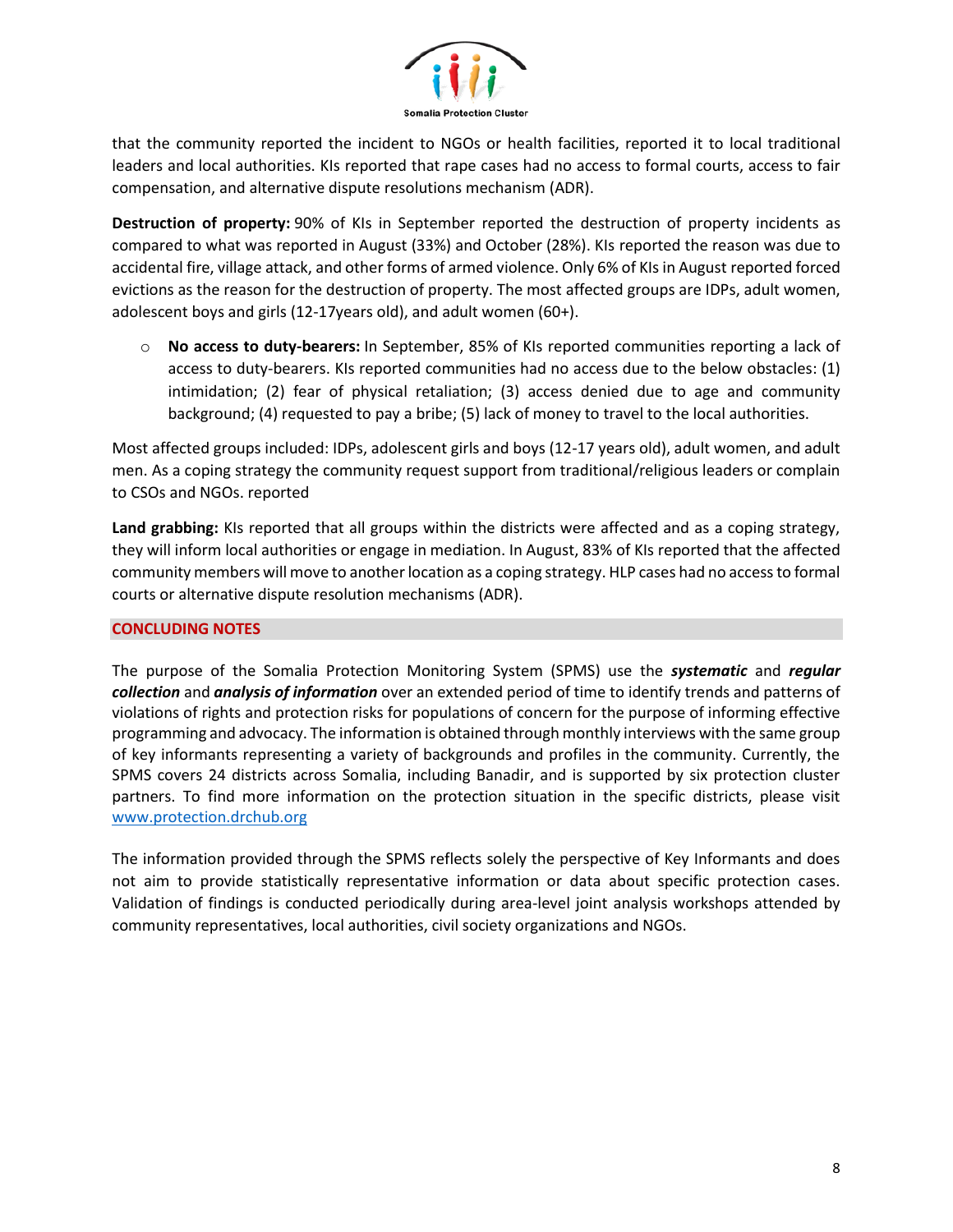that the community reported the incident to NGOs or health facilities, reported it to local traditional leaders and local authorities. KIs reported that rape cases had no access to formal courts, access to fair compensation, and alternative dispute resolutions mechanism (ADR).

**Destruction of property:** 90% of KIs in September reported the destruction of property incidents as compared to what was reported in August (33%) and October (28%). KIs reported the reason was due to accidental fire, village attack, and other forms of armed violence. Only 6% of KIs in August reported forced evictions as the reason for the destruction of property. The most affected groups are IDPs, adult women, adolescent boys and girls (12-17years old), and adult women (60+).

- **No access to duty-bearers:** In September, 85% of KIs reported communities reporting a lack of access to duty-bearers. KIs reported communities had no access due to the below obstacles: (1) intimidation; (2) fear of physical retaliation; (3) access denied due to age and community background; (4) requested to pay a bribe; (5) lack of money to travel to the local authorities.

Most affected groups included: IDPs, adolescent girls and boys (12-17 years old), adult women, and adult men. As a coping strategy the community request support from traditional/religious leaders or complain to CSOs and NGOs. reported

**Land grabbing:** KIs reported that all groups within the districts were affected and as a coping strategy, they will inform local authorities or engage in mediation. In August, 83% of KIs reported that the affected community members will move to another location as a coping strategy. HLP cases had no access to formal courts or alternative dispute resolution mechanisms (ADR).

## CONCLUDING NOTES

The purpose of the Somalia Protection Monitoring System (SPMS) use the ***systematic*** and ***regular collection*** and ***analysis of information*** over an extended period of time to identify trends and patterns of violations of rights and protection risks for populations of concern for the purpose of informing effective programming and advocacy. The information is obtained through monthly interviews with the same group of key informants representing a variety of backgrounds and profiles in the community. Currently, the SPMS covers 24 districts across Somalia, including Banadir, and is supported by six protection cluster partners. To find more information on the protection situation in the specific districts, please visit [www.protection.drchub.org](http://www.protection.drchub.org)

The information provided through the SPMS reflects solely the perspective of Key Informants and does not aim to provide statistically representative information or data about specific protection cases. Validation of findings is conducted periodically during area-level joint analysis workshops attended by community representatives, local authorities, civil society organizations and NGOs.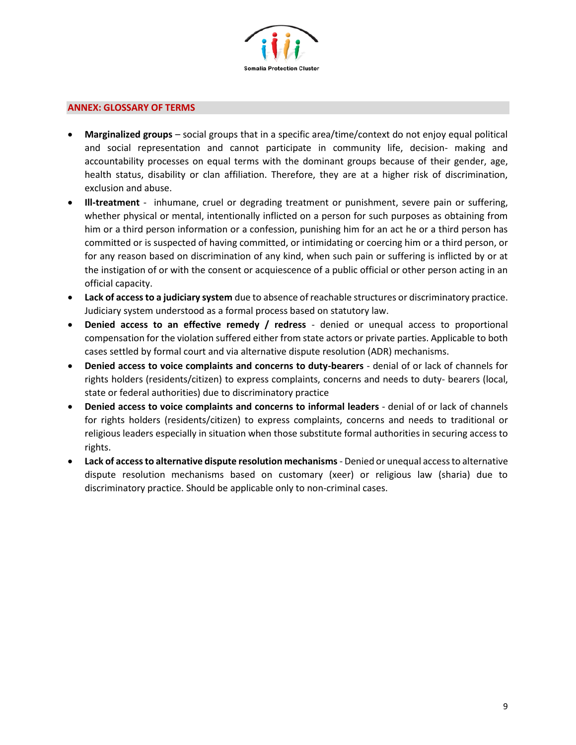## ANNEX: GLOSSARY OF TERMS

- **Marginalized groups** – social groups that in a specific area/time/context do not enjoy equal political and social representation and cannot participate in community life, decision- making and accountability processes on equal terms with the dominant groups because of their gender, age, health status, disability or clan affiliation. Therefore, they are at a higher risk of discrimination, exclusion and abuse.
- **Ill-treatment** - inhumane, cruel or degrading treatment or punishment, severe pain or suffering, whether physical or mental, intentionally inflicted on a person for such purposes as obtaining from him or a third person information or a confession, punishing him for an act he or a third person has committed or is suspected of having committed, or intimidating or coercing him or a third person, or for any reason based on discrimination of any kind, when such pain or suffering is inflicted by or at the instigation of or with the consent or acquiescence of a public official or other person acting in an official capacity.
- **Lack of access to a judiciary system** due to absence of reachable structures or discriminatory practice. Judiciary system understood as a formal process based on statutory law.
- **Denied access to an effective remedy / redress** - denied or unequal access to proportional compensation for the violation suffered either from state actors or private parties. Applicable to both cases settled by formal court and via alternative dispute resolution (ADR) mechanisms.
- **Denied access to voice complaints and concerns to duty-bearers** - denial of or lack of channels for rights holders (residents/citizen) to express complaints, concerns and needs to duty- bearers (local, state or federal authorities) due to discriminatory practice
- **Denied access to voice complaints and concerns to informal leaders** - denial of or lack of channels for rights holders (residents/citizen) to express complaints, concerns and needs to traditional or religious leaders especially in situation when those substitute formal authorities in securing access to rights.
- **Lack of access to alternative dispute resolution mechanisms** - Denied or unequal access to alternative dispute resolution mechanisms based on customary (xeer) or religious law (sharia) due to discriminatory practice. Should be applicable only to non-criminal cases.